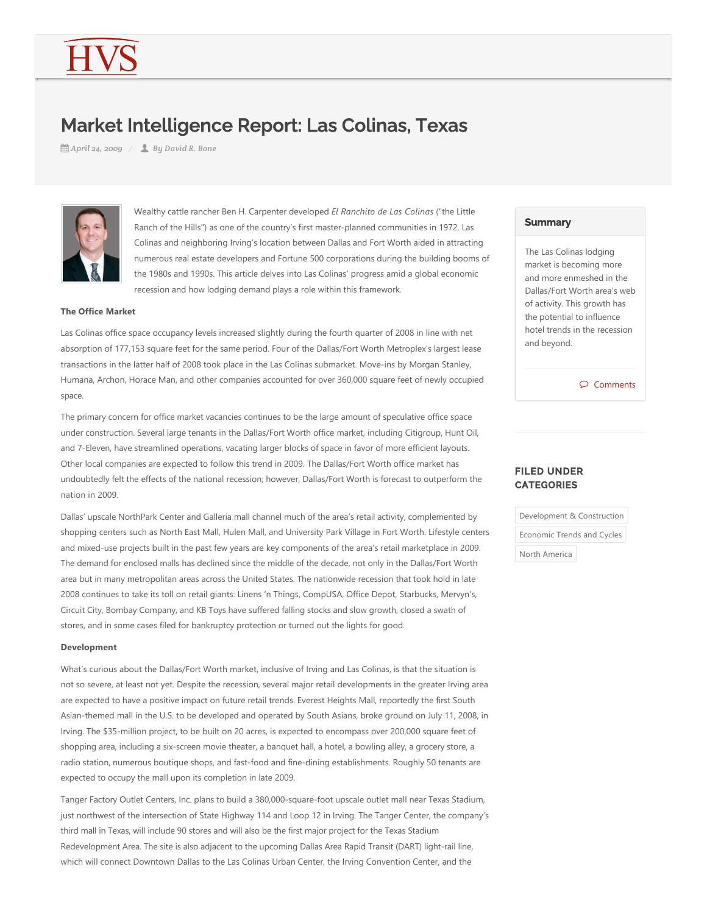# Market Intelligence Report: Las Colinas, Texas

April 24, 2009 / By David R. Bone

Wealthy cattle rancher Ben H. Carpenter developed *El Ranchito de Las Colinas* ("the Little Ranch of the Hills") as one of the country's first master-planned communities in 1972. Las Colinas and neighboring Irving's location between Dallas and Fort Worth aided in attracting numerous real estate developers and Fortune 500 corporations during the building booms of the 1980s and 1990s. This article delves into Las Colinas' progress amid a global economic recession and how lodging demand plays a role within this framework.

## Summary

The Las Colinas lodging market is becoming more and more enmeshed in the Dallas/Fort Worth area's web of activity. This growth has the potential to influence hotel trends in the recession and beyond.

Comments

## FILED UNDER CATEGORIES

Development & Construction

Economic Trends and Cycles

North America

**The Office Market**

Las Colinas office space occupancy levels increased slightly during the fourth quarter of 2008 in line with net absorption of 177,153 square feet for the same period. Four of the Dallas/Fort Worth Metroplex's largest lease transactions in the latter half of 2008 took place in the Las Colinas submarket. Move-ins by Morgan Stanley, Humana, Archon, Horace Man, and other companies accounted for over 360,000 square feet of newly occupied space.

The primary concern for office market vacancies continues to be the large amount of speculative office space under construction. Several large tenants in the Dallas/Fort Worth office market, including Citigroup, Hunt Oil, and 7-Eleven, have streamlined operations, vacating larger blocks of space in favor of more efficient layouts. Other local companies are expected to follow this trend in 2009. The Dallas/Fort Worth office market has undoubtedly felt the effects of the national recession; however, Dallas/Fort Worth is forecast to outperform the nation in 2009.

Dallas' upscale NorthPark Center and Galleria mall channel much of the area's retail activity, complemented by shopping centers such as North East Mall, Hulen Mall, and University Park Village in Fort Worth. Lifestyle centers and mixed-use projects built in the past few years are key components of the area's retail marketplace in 2009. The demand for enclosed malls has declined since the middle of the decade, not only in the Dallas/Fort Worth area but in many metropolitan areas across the United States. The nationwide recession that took hold in late 2008 continues to take its toll on retail giants: Linens 'n Things, CompUSA, Office Depot, Starbucks, Mervyn's, Circuit City, Bombay Company, and KB Toys have suffered falling stocks and slow growth, closed a swath of stores, and in some cases filed for bankruptcy protection or turned out the lights for good.

**Development**

What's curious about the Dallas/Fort Worth market, inclusive of Irving and Las Colinas, is that the situation is not so severe, at least not yet. Despite the recession, several major retail developments in the greater Irving area are expected to have a positive impact on future retail trends. Everest Heights Mall, reportedly the first South Asian-themed mall in the U.S. to be developed and operated by South Asians, broke ground on July 11, 2008, in Irving. The $35-million project, to be built on 20 acres, is expected to encompass over 200,000 square feet of shopping area, including a six-screen movie theater, a banquet hall, a hotel, a bowling alley, a grocery store, a radio station, numerous boutique shops, and fast-food and fine-dining establishments. Roughly 50 tenants are expected to occupy the mall upon its completion in late 2009.

Tanger Factory Outlet Centers, Inc. plans to build a 380,000-square-foot upscale outlet mall near Texas Stadium, just northwest of the intersection of State Highway 114 and Loop 12 in Irving. The Tanger Center, the company's third mall in Texas, will include 90 stores and will also be the first major project for the Texas Stadium Redevelopment Area. The site is also adjacent to the upcoming Dallas Area Rapid Transit (DART) light-rail line, which will connect Downtown Dallas to the Las Colinas Urban Center, the Irving Convention Center, and the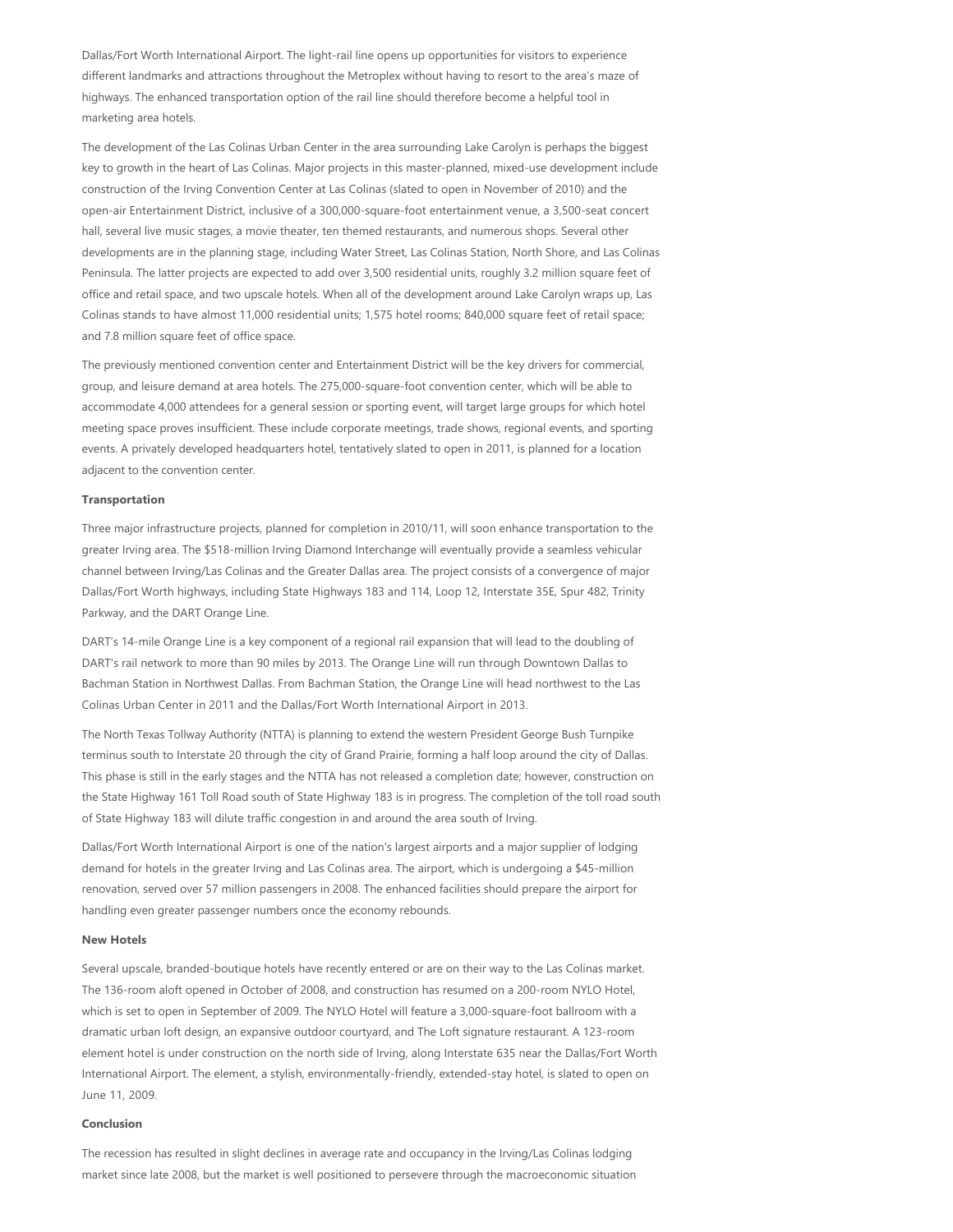Dallas/Fort Worth International Airport. The light-rail line opens up opportunities for visitors to experience different landmarks and attractions throughout the Metroplex without having to resort to the area's maze of highways. The enhanced transportation option of the rail line should therefore become a helpful tool in marketing area hotels.

The development of the Las Colinas Urban Center in the area surrounding Lake Carolyn is perhaps the biggest key to growth in the heart of Las Colinas. Major projects in this master-planned, mixed-use development include construction of the Irving Convention Center at Las Colinas (slated to open in November of 2010) and the open-air Entertainment District, inclusive of a 300,000-square-foot entertainment venue, a 3,500-seat concert hall, several live music stages, a movie theater, ten themed restaurants, and numerous shops. Several other developments are in the planning stage, including Water Street, Las Colinas Station, North Shore, and Las Colinas Peninsula. The latter projects are expected to add over 3,500 residential units, roughly 3.2 million square feet of office and retail space, and two upscale hotels. When all of the development around Lake Carolyn wraps up, Las Colinas stands to have almost 11,000 residential units; 1,575 hotel rooms; 840,000 square feet of retail space; and 7.8 million square feet of office space.

The previously mentioned convention center and Entertainment District will be the key drivers for commercial, group, and leisure demand at area hotels. The 275,000-square-foot convention center, which will be able to accommodate 4,000 attendees for a general session or sporting event, will target large groups for which hotel meeting space proves insufficient. These include corporate meetings, trade shows, regional events, and sporting events. A privately developed headquarters hotel, tentatively slated to open in 2011, is planned for a location adjacent to the convention center.

**Transportation**

Three major infrastructure projects, planned for completion in 2010/11, will soon enhance transportation to the greater Irving area. The $518-million Irving Diamond Interchange will eventually provide a seamless vehicular channel between Irving/Las Colinas and the Greater Dallas area. The project consists of a convergence of major Dallas/Fort Worth highways, including State Highways 183 and 114, Loop 12, Interstate 35E, Spur 482, Trinity Parkway, and the DART Orange Line.

DART's 14-mile Orange Line is a key component of a regional rail expansion that will lead to the doubling of DART's rail network to more than 90 miles by 2013. The Orange Line will run through Downtown Dallas to Bachman Station in Northwest Dallas. From Bachman Station, the Orange Line will head northwest to the Las Colinas Urban Center in 2011 and the Dallas/Fort Worth International Airport in 2013.

The North Texas Tollway Authority (NTTA) is planning to extend the western President George Bush Turnpike terminus south to Interstate 20 through the city of Grand Prairie, forming a half loop around the city of Dallas. This phase is still in the early stages and the NTTA has not released a completion date; however, construction on the State Highway 161 Toll Road south of State Highway 183 is in progress. The completion of the toll road south of State Highway 183 will dilute traffic congestion in and around the area south of Irving.

Dallas/Fort Worth International Airport is one of the nation's largest airports and a major supplier of lodging demand for hotels in the greater Irving and Las Colinas area. The airport, which is undergoing a $45-million renovation, served over 57 million passengers in 2008. The enhanced facilities should prepare the airport for handling even greater passenger numbers once the economy rebounds.

**New Hotels**

Several upscale, branded-boutique hotels have recently entered or are on their way to the Las Colinas market. The 136-room aloft opened in October of 2008, and construction has resumed on a 200-room NYLO Hotel, which is set to open in September of 2009. The NYLO Hotel will feature a 3,000-square-foot ballroom with a dramatic urban loft design, an expansive outdoor courtyard, and The Loft signature restaurant. A 123-room element hotel is under construction on the north side of Irving, along Interstate 635 near the Dallas/Fort Worth International Airport. The element, a stylish, environmentally-friendly, extended-stay hotel, is slated to open on June 11, 2009.

**Conclusion**

The recession has resulted in slight declines in average rate and occupancy in the Irving/Las Colinas lodging market since late 2008, but the market is well positioned to persevere through the macroeconomic situation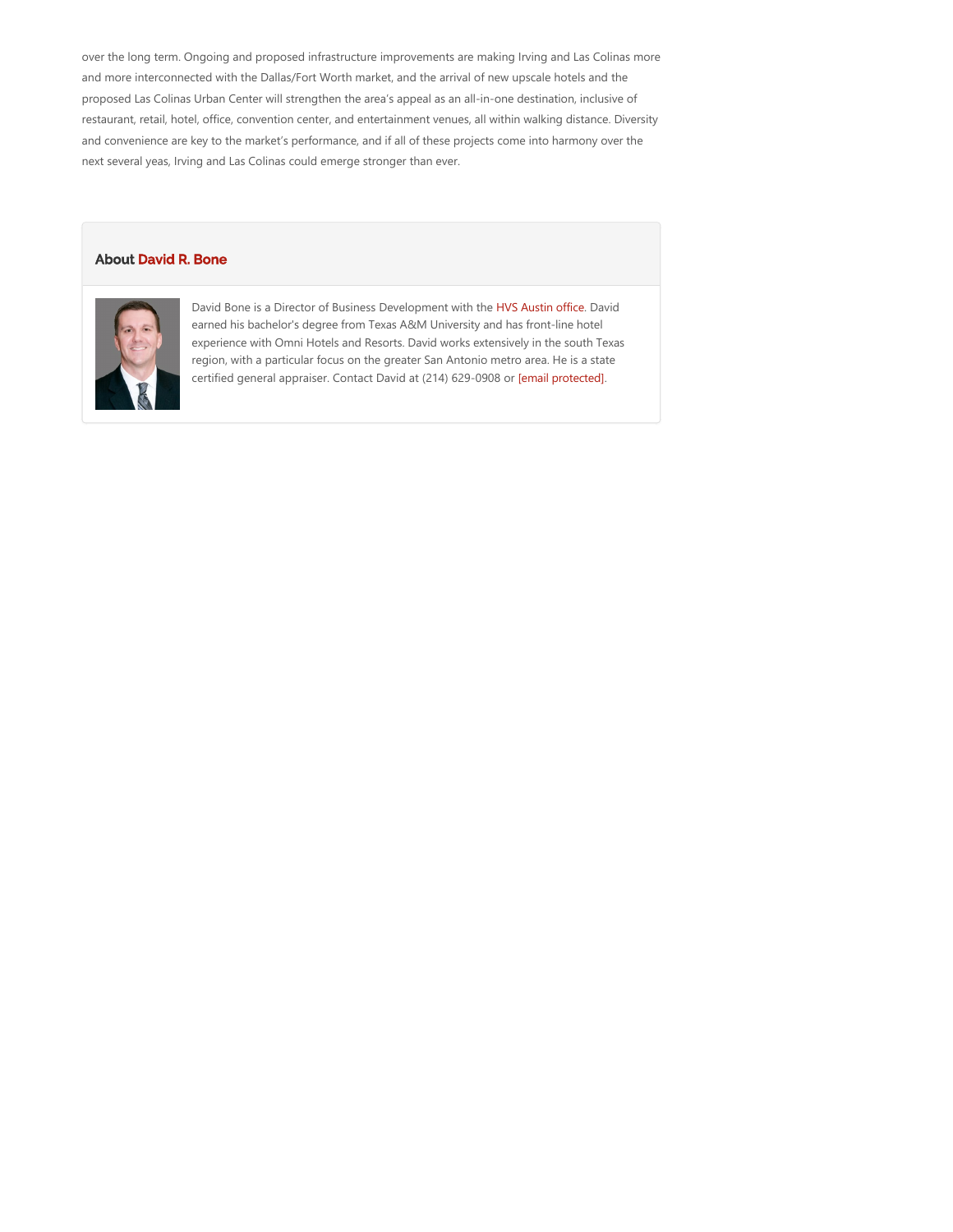over the long term. Ongoing and proposed infrastructure improvements are making Irving and Las Colinas more and more interconnected with the Dallas/Fort Worth market, and the arrival of new upscale hotels and the proposed Las Colinas Urban Center will strengthen the area's appeal as an all-in-one destination, inclusive of restaurant, retail, hotel, office, convention center, and entertainment venues, all within walking distance. Diversity and convenience are key to the market's performance, and if all of these projects come into harmony over the next several yeas, Irving and Las Colinas could emerge stronger than ever.

## About David R. Bone

David Bone is a Director of Business Development with the HVS Austin office. David earned his bachelor's degree from Texas A&M University and has front-line hotel experience with Omni Hotels and Resorts. David works extensively in the south Texas region, with a particular focus on the greater San Antonio metro area. He is a state certified general appraiser. Contact David at (214) 629-0908 or [email protected].